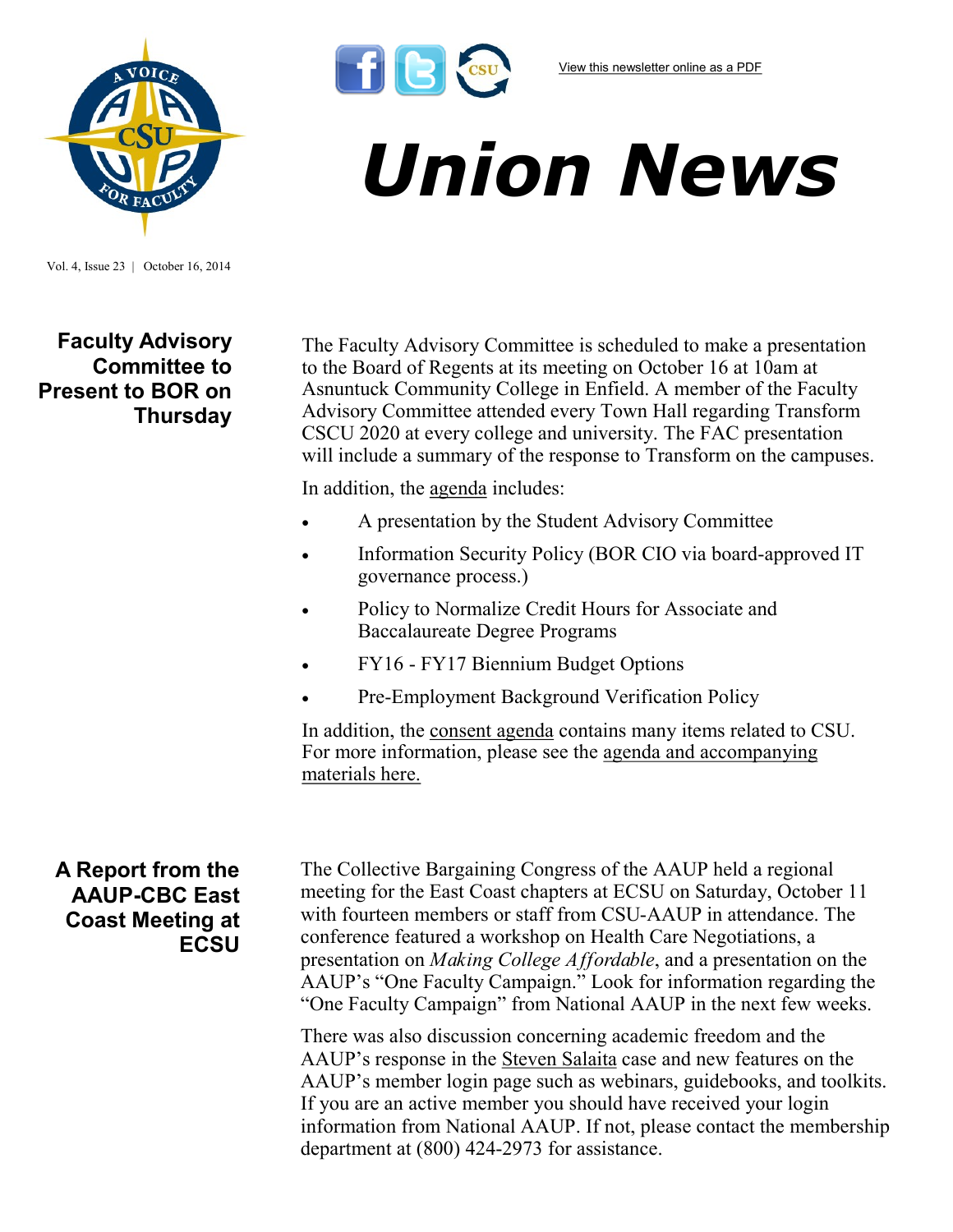[View this newsletter online as a PDF]

# Union News

Vol. 4, Issue 23 | October 16, 2014

## Faculty Advisory Committee to Present to BOR on Thursday

The Faculty Advisory Committee is scheduled to make a presentation to the Board of Regents at its meeting on October 16 at 10am at Asnuntuck Community College in Enfield. A member of the Faculty Advisory Committee attended every Town Hall regarding Transform CSCU 2020 at every college and university. The FAC presentation will include a summary of the response to Transform on the campuses.

In addition, the agenda includes:

- A presentation by the Student Advisory Committee
- Information Security Policy (BOR CIO via board-approved IT governance process.)
- Policy to Normalize Credit Hours for Associate and Baccalaureate Degree Programs
- FY16 - FY17 Biennium Budget Options
- Pre-Employment Background Verification Policy

In addition, the consent agenda contains many items related to CSU. For more information, please see the agenda and accompanying materials here.

## A Report from the AAUP-CBC East Coast Meeting at ECSU

The Collective Bargaining Congress of the AAUP held a regional meeting for the East Coast chapters at ECSU on Saturday, October 11 with fourteen members or staff from CSU-AAUP in attendance. The conference featured a workshop on Health Care Negotiations, a presentation on *Making College Affordable*, and a presentation on the AAUP's "One Faculty Campaign." Look for information regarding the "One Faculty Campaign" from National AAUP in the next few weeks.

There was also discussion concerning academic freedom and the AAUP's response in the Steven Salaita case and new features on the AAUP's member login page such as webinars, guidebooks, and toolkits. If you are an active member you should have received your login information from National AAUP. If not, please contact the membership department at (800) 424-2973 for assistance.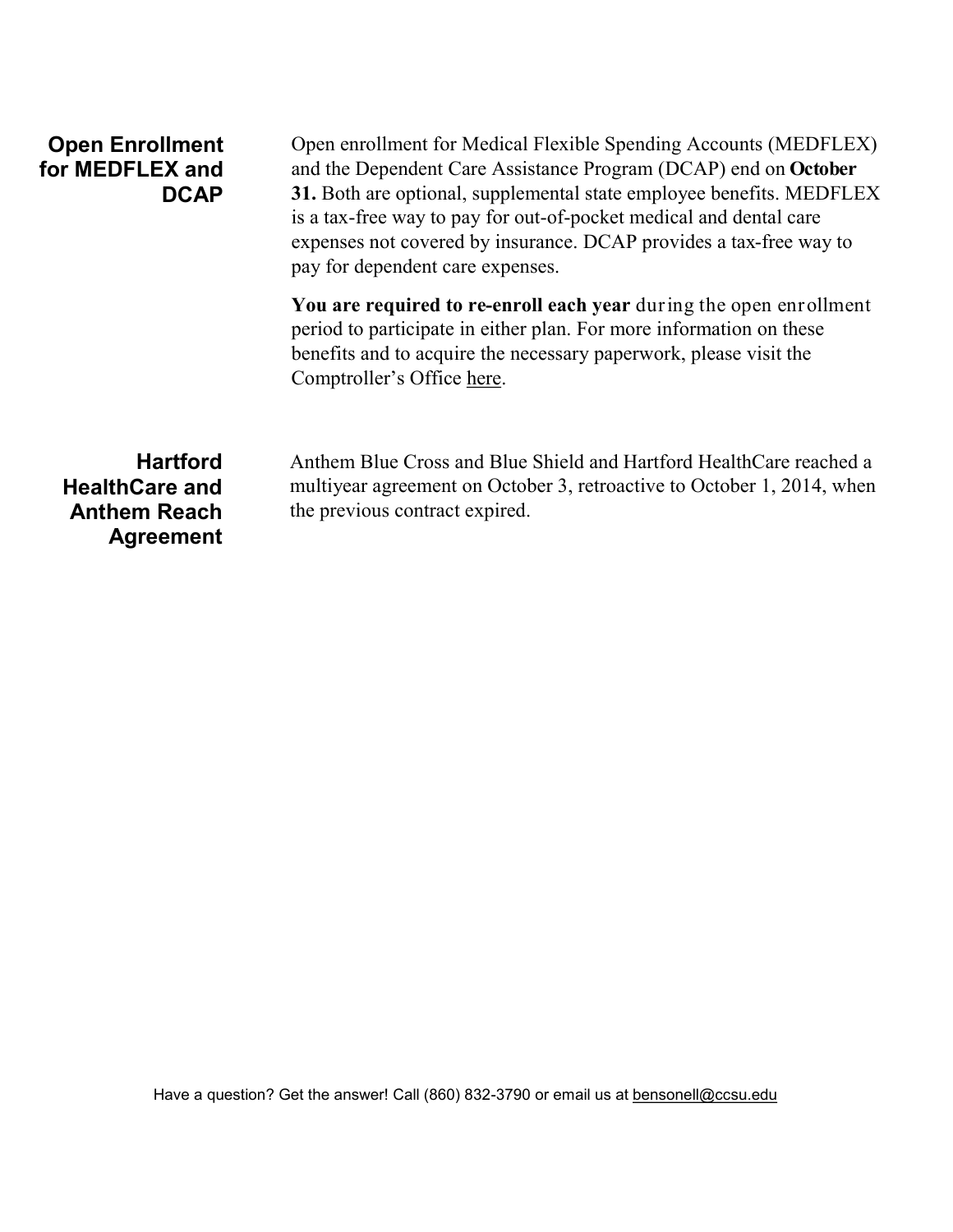## Open Enrollment for MEDFLEX and DCAP

Open enrollment for Medical Flexible Spending Accounts (MEDFLEX) and the Dependent Care Assistance Program (DCAP) end on **October 31.** Both are optional, supplemental state employee benefits. MEDFLEX is a tax-free way to pay for out-of-pocket medical and dental care expenses not covered by insurance. DCAP provides a tax-free way to pay for dependent care expenses.

**You are required to re-enroll each year** during the open enrollment period to participate in either plan. For more information on these benefits and to acquire the necessary paperwork, please visit the Comptroller's Office here.

## Hartford HealthCare and Anthem Reach Agreement

Anthem Blue Cross and Blue Shield and Hartford HealthCare reached a multiyear agreement on October 3, retroactive to October 1, 2014, when the previous contract expired.

Have a question? Get the answer! Call (860) 832-3790 or email us at bensonell@ccsu.edu